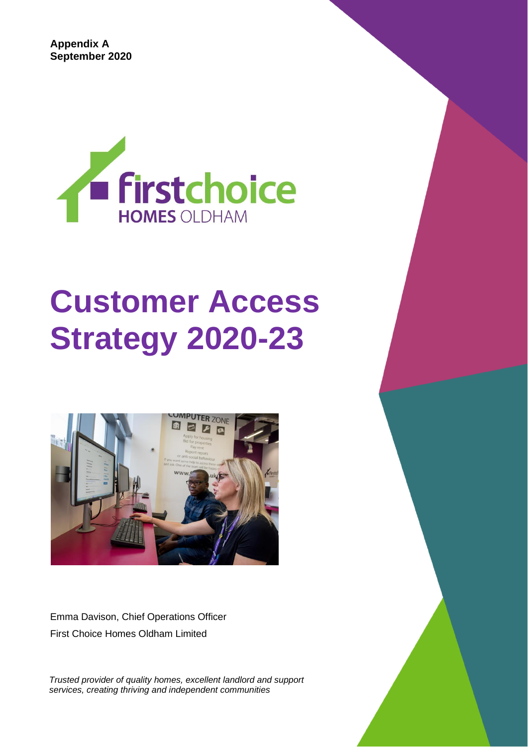**Appendix A**
**September 2020**

firstchoice
HOMES OLDHAM

# Customer Access Strategy 2020-23

Emma Davison, Chief Operations Officer
First Choice Homes Oldham Limited

*Trusted provider of quality homes, excellent landlord and support services, creating thriving and independent communities*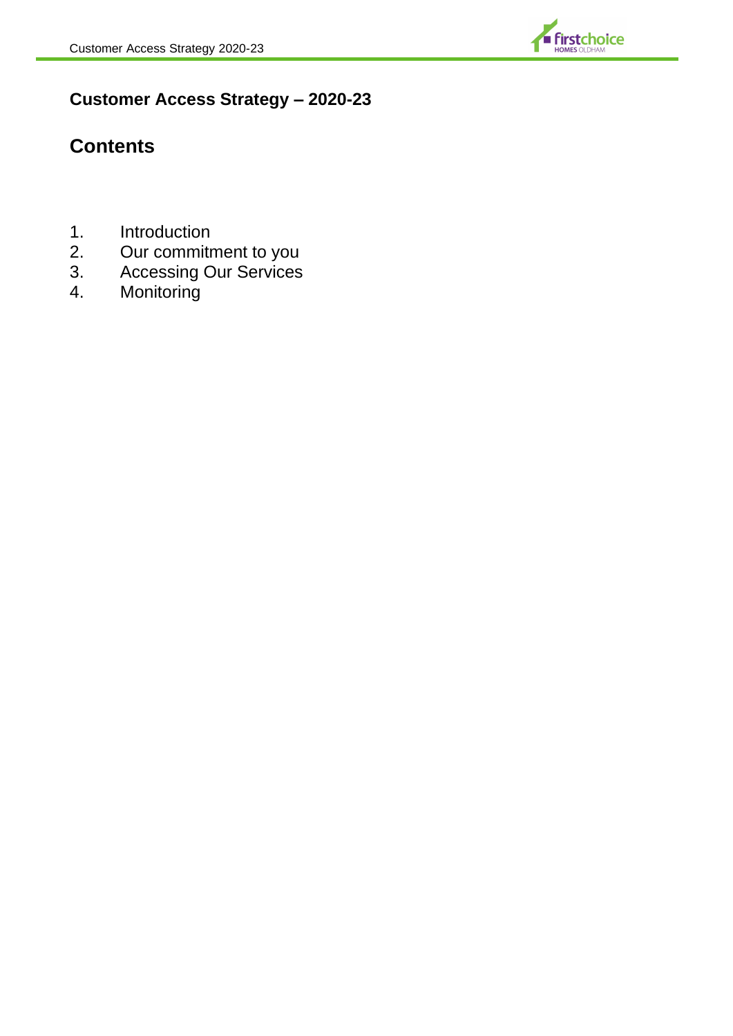# Customer Access Strategy – 2020-23

## Contents

1. Introduction
2. Our commitment to you
3. Accessing Our Services
4. Monitoring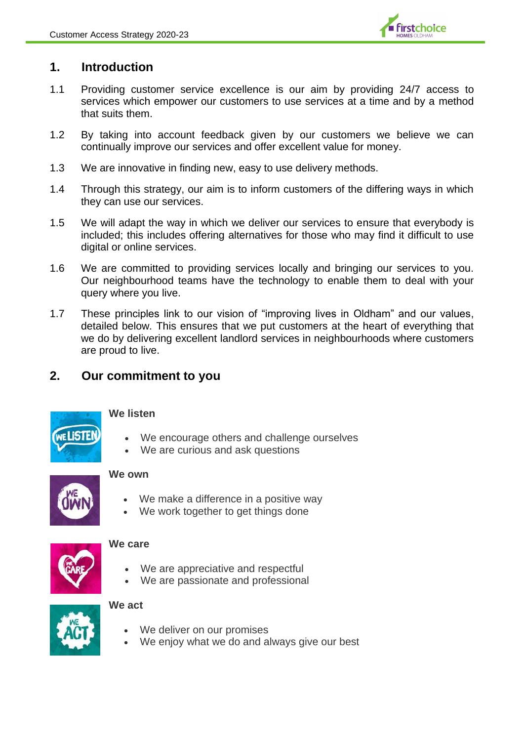## 1. Introduction

1.1 Providing customer service excellence is our aim by providing 24/7 access to services which empower our customers to use services at a time and by a method that suits them.

1.2 By taking into account feedback given by our customers we believe we can continually improve our services and offer excellent value for money.

1.3 We are innovative in finding new, easy to use delivery methods.

1.4 Through this strategy, our aim is to inform customers of the differing ways in which they can use our services.

1.5 We will adapt the way in which we deliver our services to ensure that everybody is included; this includes offering alternatives for those who may find it difficult to use digital or online services.

1.6 We are committed to providing services locally and bringing our services to you. Our neighbourhood teams have the technology to enable them to deal with your query where you live.

1.7 These principles link to our vision of "improving lives in Oldham" and our values, detailed below. This ensures that we put customers at the heart of everything that we do by delivering excellent landlord services in neighbourhoods where customers are proud to live.

## 2. Our commitment to you

**We listen**

- We encourage others and challenge ourselves
- We are curious and ask questions

**We own**

- We make a difference in a positive way
- We work together to get things done

**We care**

- We are appreciative and respectful
- We are passionate and professional

**We act**

- We deliver on our promises
- We enjoy what we do and always give our best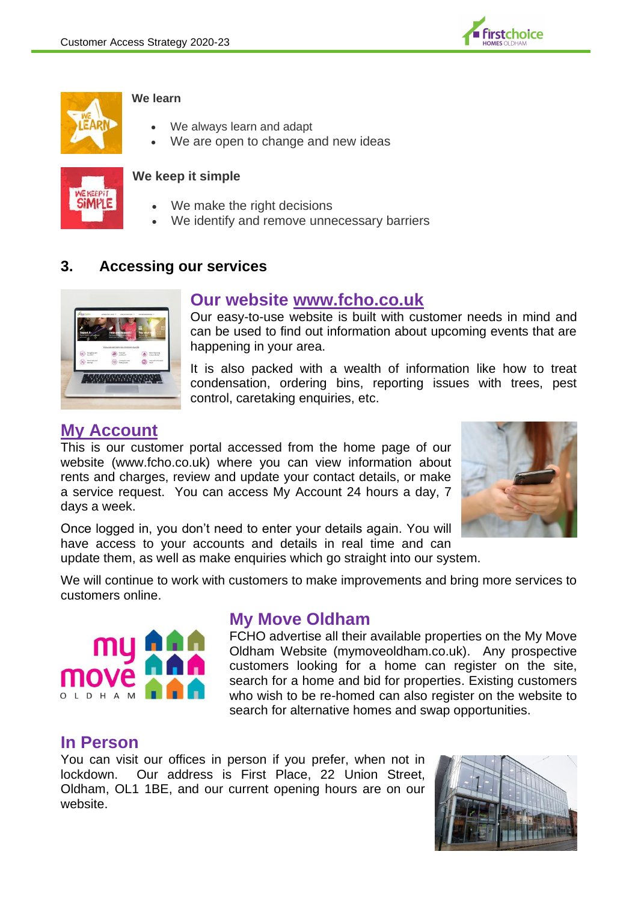**We learn**

- We always learn and adapt
- We are open to change and new ideas

**We keep it simple**

- We make the right decisions
- We identify and remove unnecessary barriers

## 3. Accessing our services

### Our website www.fcho.co.uk

Our easy-to-use website is built with customer needs in mind and can be used to find out information about upcoming events that are happening in your area.

It is also packed with a wealth of information like how to treat condensation, ordering bins, reporting issues with trees, pest control, caretaking enquiries, etc.

### My Account

This is our customer portal accessed from the home page of our website (www.fcho.co.uk) where you can view information about rents and charges, review and update your contact details, or make a service request. You can access My Account 24 hours a day, 7 days a week.

Once logged in, you don't need to enter your details again. You will have access to your accounts and details in real time and can update them, as well as make enquiries which go straight into our system.

We will continue to work with customers to make improvements and bring more services to customers online.

### My Move Oldham

FCHO advertise all their available properties on the My Move Oldham Website (mymoveoldham.co.uk). Any prospective customers looking for a home can register on the site, search for a home and bid for properties. Existing customers who wish to be re-homed can also register on the website to search for alternative homes and swap opportunities.

### In Person

You can visit our offices in person if you prefer, when not in lockdown. Our address is First Place, 22 Union Street, Oldham, OL1 1BE, and our current opening hours are on our website.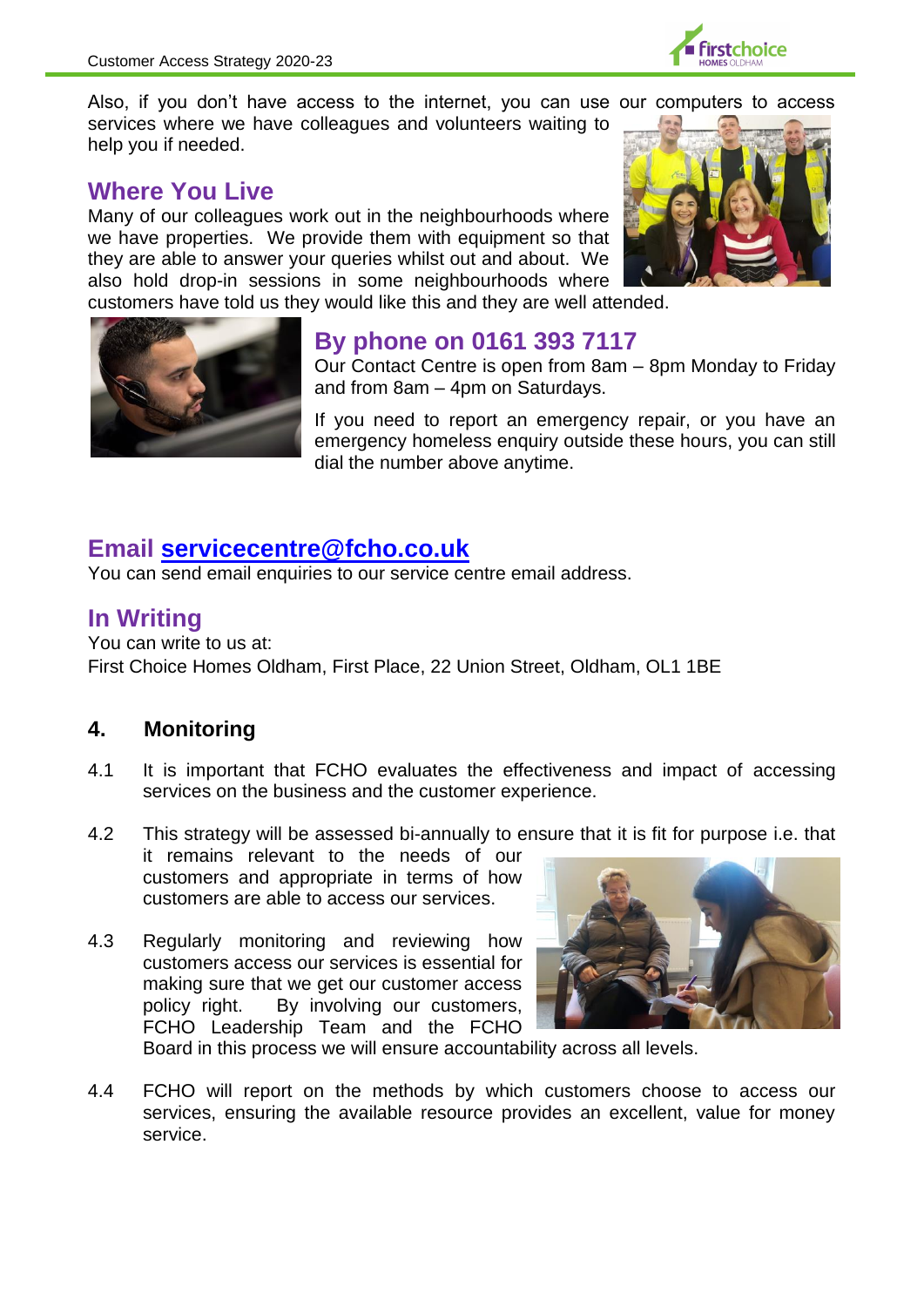Also, if you don't have access to the internet, you can use our computers to access services where we have colleagues and volunteers waiting to help you if needed.

## Where You Live

Many of our colleagues work out in the neighbourhoods where we have properties. We provide them with equipment so that they are able to answer your queries whilst out and about. We also hold drop-in sessions in some neighbourhoods where customers have told us they would like this and they are well attended.

## By phone on 0161 393 7117

Our Contact Centre is open from 8am – 8pm Monday to Friday and from 8am – 4pm on Saturdays.

If you need to report an emergency repair, or you have an emergency homeless enquiry outside these hours, you can still dial the number above anytime.

## Email servicecentre@fcho.co.uk

You can send email enquiries to our service centre email address.

## In Writing

You can write to us at:
First Choice Homes Oldham, First Place, 22 Union Street, Oldham, OL1 1BE

## 4. Monitoring

4.1 It is important that FCHO evaluates the effectiveness and impact of accessing services on the business and the customer experience.

4.2 This strategy will be assessed bi-annually to ensure that it is fit for purpose i.e. that it remains relevant to the needs of our customers and appropriate in terms of how customers are able to access our services.

4.3 Regularly monitoring and reviewing how customers access our services is essential for making sure that we get our customer access policy right. By involving our customers, FCHO Leadership Team and the FCHO Board in this process we will ensure accountability across all levels.

4.4 FCHO will report on the methods by which customers choose to access our services, ensuring the available resource provides an excellent, value for money service.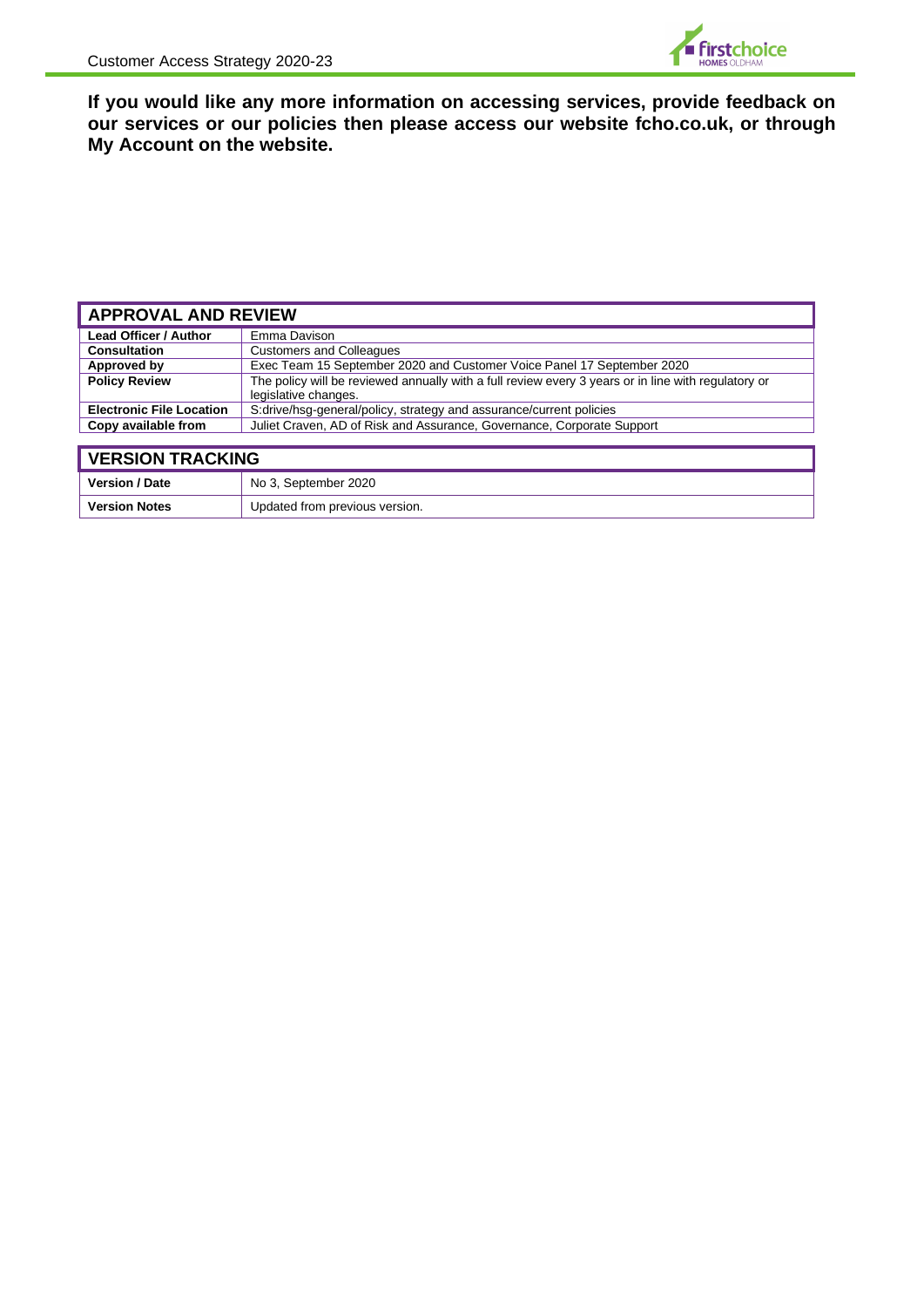**If you would like any more information on accessing services, provide feedback on our services or our policies then please access our website fcho.co.uk, or through My Account on the website.**

| APPROVAL AND REVIEW | |
|---|---|
| **Lead Officer / Author** | Emma Davison |
| **Consultation** | Customers and Colleagues |
| **Approved by** | Exec Team 15 September 2020 and Customer Voice Panel 17 September 2020 |
| **Policy Review** | The policy will be reviewed annually with a full review every 3 years or in line with regulatory or legislative changes. |
| **Electronic File Location** | S:drive/hsg-general/policy, strategy and assurance/current policies |
| **Copy available from** | Juliet Craven, AD of Risk and Assurance, Governance, Corporate Support |

| VERSION TRACKING | |
|---|---|
| **Version / Date** | No 3, September 2020 |
| **Version Notes** | Updated from previous version. |